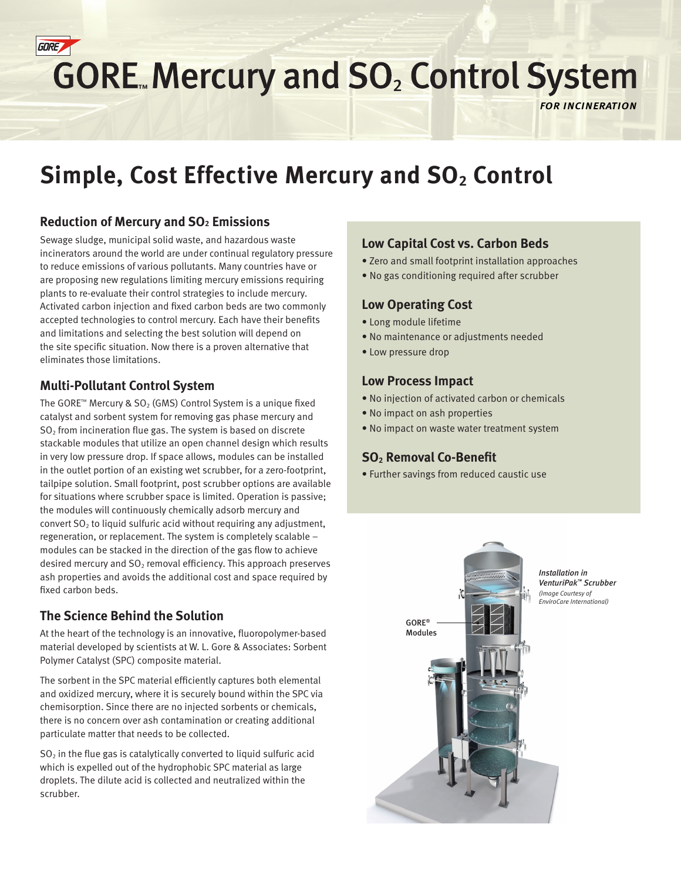# GORE™ Mercury and $SO_2$ Control System

***FOR INCINERATION***

## Simple, Cost Effective Mercury and $SO_2$ Control

### Reduction of Mercury and $SO_2$ Emissions

Sewage sludge, municipal solid waste, and hazardous waste incinerators around the world are under continual regulatory pressure to reduce emissions of various pollutants. Many countries have or are proposing new regulations limiting mercury emissions requiring plants to re-evaluate their control strategies to include mercury. Activated carbon injection and fixed carbon beds are two commonly accepted technologies to control mercury. Each have their benefits and limitations and selecting the best solution will depend on the site specific situation. Now there is a proven alternative that eliminates those limitations.

### Multi-Pollutant Control System

The GORE™ Mercury & $SO_2$ (GMS) Control System is a unique fixed catalyst and sorbent system for removing gas phase mercury and $SO_2$ from incineration flue gas. The system is based on discrete stackable modules that utilize an open channel design which results in very low pressure drop. If space allows, modules can be installed in the outlet portion of an existing wet scrubber, for a zero-footprint, tailpipe solution. Small footprint, post scrubber options are available for situations where scrubber space is limited. Operation is passive; the modules will continuously chemically adsorb mercury and convert $SO_2$ to liquid sulfuric acid without requiring any adjustment, regeneration, or replacement. The system is completely scalable – modules can be stacked in the direction of the gas flow to achieve desired mercury and $SO_2$ removal efficiency. This approach preserves ash properties and avoids the additional cost and space required by fixed carbon beds.

### The Science Behind the Solution

At the heart of the technology is an innovative, fluoropolymer-based material developed by scientists at W. L. Gore & Associates: Sorbent Polymer Catalyst (SPC) composite material.

The sorbent in the SPC material efficiently captures both elemental and oxidized mercury, where it is securely bound within the SPC via chemisorption. Since there are no injected sorbents or chemicals, there is no concern over ash contamination or creating additional particulate matter that needs to be collected.

$SO_2$ in the flue gas is catalytically converted to liquid sulfuric acid which is expelled out of the hydrophobic SPC material as large droplets. The dilute acid is collected and neutralized within the scrubber.

### Low Capital Cost vs. Carbon Beds

- Zero and small footprint installation approaches
- No gas conditioning required after scrubber

### Low Operating Cost

- Long module lifetime
- No maintenance or adjustments needed
- Low pressure drop

### Low Process Impact

- No injection of activated carbon or chemicals
- No impact on ash properties
- No impact on waste water treatment system

### $SO_2$ Removal Co-Benefit

- Further savings from reduced caustic use

GORE® Modules

*Installation in VenturiPak™ Scrubber*
*(Image Courtesy of EnviroCare International)*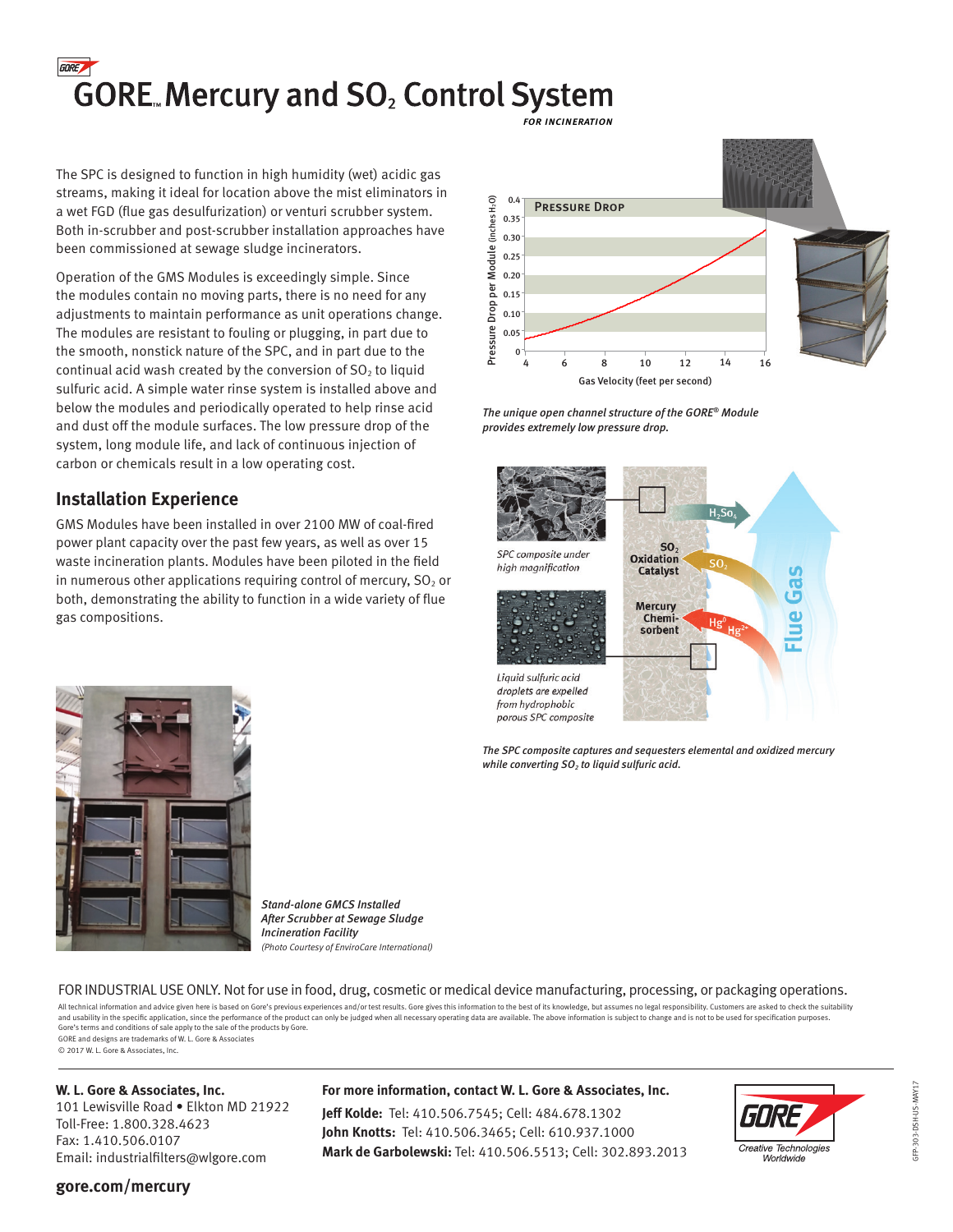# GORE™ Mercury and $SO_2$ Control System

***FOR INCINERATION***

The SPC is designed to function in high humidity (wet) acidic gas streams, making it ideal for location above the mist eliminators in a wet FGD (flue gas desulfurization) or venturi scrubber system. Both in-scrubber and post-scrubber installation approaches have been commissioned at sewage sludge incinerators.

Operation of the GMS Modules is exceedingly simple. Since the modules contain no moving parts, there is no need for any adjustments to maintain performance as unit operations change. The modules are resistant to fouling or plugging, in part due to the smooth, nonstick nature of the SPC, and in part due to the continual acid wash created by the conversion of $SO_2$ to liquid sulfuric acid. A simple water rinse system is installed above and below the modules and periodically operated to help rinse acid and dust off the module surfaces. The low pressure drop of the system, long module life, and lack of continuous injection of carbon or chemicals result in a low operating cost.

## Installation Experience

GMS Modules have been installed in over 2100 MW of coal-fired power plant capacity over the past few years, as well as over 15 waste incineration plants. Modules have been piloted in the field in numerous other applications requiring control of mercury, $SO_2$ or both, demonstrating the ability to function in a wide variety of flue gas compositions.

PRESSURE DROP

Pressure Drop per Module (inches $H_2O$)

0.4
0.35
0.30
0.25
0.20
0.15
0.10
0.05
0

4 6 8 10 12 14 16

Gas Velocity (feet per second)

*The unique open channel structure of the GORE® Module provides extremely low pressure drop.*

*SPC composite under high magnification*

*Liquid sulfuric acid droplets are expelled from hydrophobic porous SPC composite*

$SO_2$ Oxidation Catalyst

Mercury Chemi-sorbent

$H_2SO_4$

$SO_2$

$Hg^0$ $Hg^{2+}$

Flue Gas

*The SPC composite captures and sequesters elemental and oxidized mercury while converting $SO_2$ to liquid sulfuric acid.*

*Stand-alone GMCS Installed After Scrubber at Sewage Sludge Incineration Facility*
*(Photo Courtesy of EnviroCare International)*

FOR INDUSTRIAL USE ONLY. Not for use in food, drug, cosmetic or medical device manufacturing, processing, or packaging operations.

All technical information and advice given here is based on Gore's previous experiences and/or test results. Gore gives this information to the best of its knowledge, but assumes no legal responsibility. Customers are asked to check the suitability and usability in the specific application, since the performance of the product can only be judged when all necessary operating data are available. The above information is subject to change and is not to be used for specification purposes. Gore's terms and conditions of sale apply to the sale of the products by Gore.

GORE and designs are trademarks of W. L. Gore & Associates

© 2017 W. L. Gore & Associates, Inc.

**W. L. Gore & Associates, Inc.**
101 Lewisville Road • Elkton MD 21922
Toll-Free: 1.800.328.4623
Fax: 1.410.506.0107
Email: industrialfilters@wlgore.com

**gore.com/mercury**

**For more information, contact W. L. Gore & Associates, Inc.**

**Jeff Kolde:** Tel: 410.506.7545; Cell: 484.678.1302
**John Knotts:** Tel: 410.506.3465; Cell: 610.937.1000
**Mark de Garbolewski:** Tel: 410.506.5513; Cell: 302.893.2013

GORE Creative Technologies Worldwide

GFP-303-DSH-US-MAY17